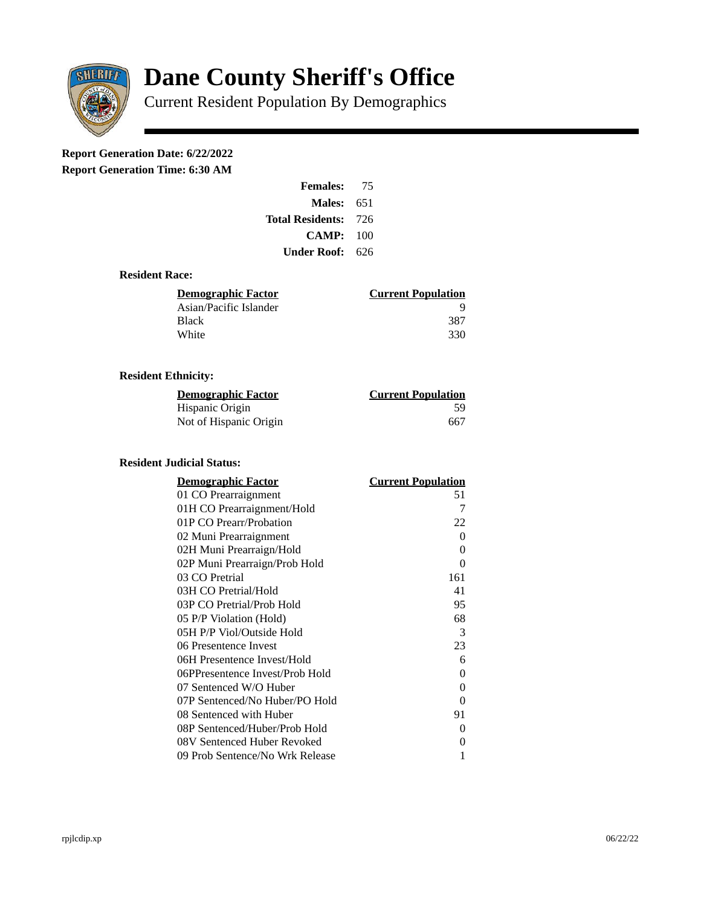# Dane County Sheriff's Office

## Current Resident Population By Demographics

**Report Generation Date: 6/22/2022**
**Report Generation Time: 6:30 AM**

| | |
|---|---|
| **Females:** | 75 |
| **Males:** | 651 |
| **Total Residents:** | 726 |
| **CAMP:** | 100 |
| **Under Roof:** | 626 |

### Resident Race:

| Demographic Factor | Current Population |
|---|---|
| Asian/Pacific Islander | 9 |
| Black | 387 |
| White | 330 |

### Resident Ethnicity:

| Demographic Factor | Current Population |
|---|---|
| Hispanic Origin | 59 |
| Not of Hispanic Origin | 667 |

### Resident Judicial Status:

| Demographic Factor | Current Population |
|---|---|
| 01 CO Prearraignment | 51 |
| 01H CO Prearraignment/Hold | 7 |
| 01P CO Prearr/Probation | 22 |
| 02 Muni Prearraignment | 0 |
| 02H Muni Prearraign/Hold | 0 |
| 02P Muni Prearraign/Prob Hold | 0 |
| 03 CO Pretrial | 161 |
| 03H CO Pretrial/Hold | 41 |
| 03P CO Pretrial/Prob Hold | 95 |
| 05 P/P Violation (Hold) | 68 |
| 05H P/P Viol/Outside Hold | 3 |
| 06 Presentence Invest | 23 |
| 06H Presentence Invest/Hold | 6 |
| 06PPresentence Invest/Prob Hold | 0 |
| 07 Sentenced W/O Huber | 0 |
| 07P Sentenced/No Huber/PO Hold | 0 |
| 08 Sentenced with Huber | 91 |
| 08P Sentenced/Huber/Prob Hold | 0 |
| 08V Sentenced Huber Revoked | 0 |
| 09 Prob Sentence/No Wrk Release | 1 |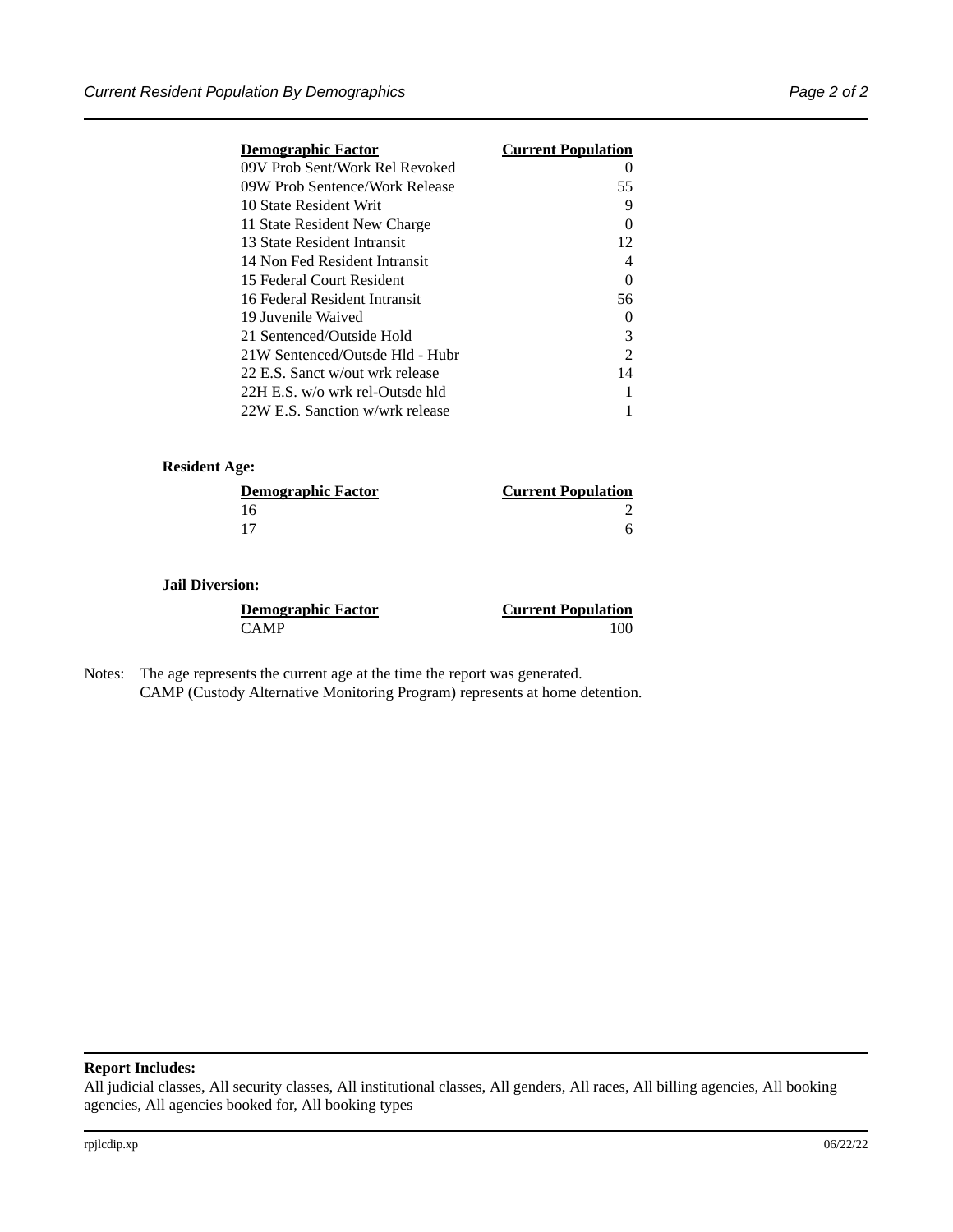| Demographic Factor | Current Population |
| --- | --- |
| 09V Prob Sent/Work Rel Revoked | 0 |
| 09W Prob Sentence/Work Release | 55 |
| 10 State Resident Writ | 9 |
| 11 State Resident New Charge | 0 |
| 13 State Resident Intransit | 12 |
| 14 Non Fed Resident Intransit | 4 |
| 15 Federal Court Resident | 0 |
| 16 Federal Resident Intransit | 56 |
| 19 Juvenile Waived | 0 |
| 21 Sentenced/Outside Hold | 3 |
| 21W Sentenced/Outsde Hld - Hubr | 2 |
| 22 E.S. Sanct w/out wrk release | 14 |
| 22H E.S. w/o wrk rel-Outsde hld | 1 |
| 22W E.S. Sanction w/wrk release | 1 |

**Resident Age:**

| Demographic Factor | Current Population |
| --- | --- |
| 16 | 2 |
| 17 | 6 |

**Jail Diversion:**

| Demographic Factor | Current Population |
| --- | --- |
| CAMP | 100 |

Notes: The age represents the current age at the time the report was generated.
CAMP (Custody Alternative Monitoring Program) represents at home detention.

**Report Includes:**
All judicial classes, All security classes, All institutional classes, All genders, All races, All billing agencies, All booking agencies, All agencies booked for, All booking types

rpjlcdip.xp 06/22/22